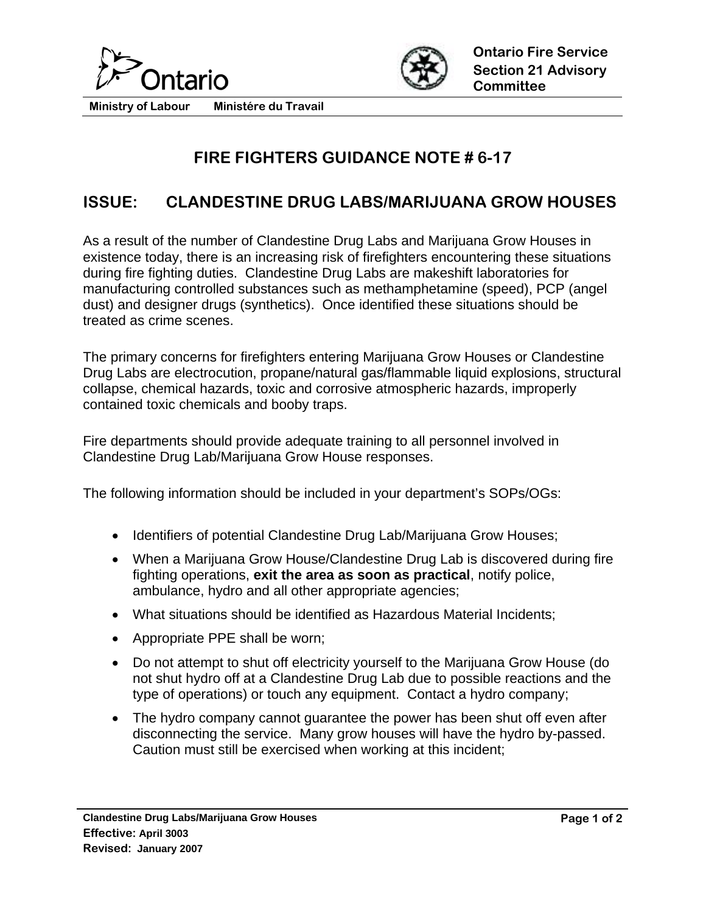Ontario

**Ontario Fire Service Section 21 Advisory Committee**

**Ministry of Labour      Ministére du Travail**

# FIRE FIGHTERS GUIDANCE NOTE # 6-17

## ISSUE: CLANDESTINE DRUG LABS/MARIJUANA GROW HOUSES

As a result of the number of Clandestine Drug Labs and Marijuana Grow Houses in existence today, there is an increasing risk of firefighters encountering these situations during fire fighting duties. Clandestine Drug Labs are makeshift laboratories for manufacturing controlled substances such as methamphetamine (speed), PCP (angel dust) and designer drugs (synthetics). Once identified these situations should be treated as crime scenes.

The primary concerns for firefighters entering Marijuana Grow Houses or Clandestine Drug Labs are electrocution, propane/natural gas/flammable liquid explosions, structural collapse, chemical hazards, toxic and corrosive atmospheric hazards, improperly contained toxic chemicals and booby traps.

Fire departments should provide adequate training to all personnel involved in Clandestine Drug Lab/Marijuana Grow House responses.

The following information should be included in your department's SOPs/OGs:

- Identifiers of potential Clandestine Drug Lab/Marijuana Grow Houses;
- When a Marijuana Grow House/Clandestine Drug Lab is discovered during fire fighting operations, **exit the area as soon as practical**, notify police, ambulance, hydro and all other appropriate agencies;
- What situations should be identified as Hazardous Material Incidents;
- Appropriate PPE shall be worn;
- Do not attempt to shut off electricity yourself to the Marijuana Grow House (do not shut hydro off at a Clandestine Drug Lab due to possible reactions and the type of operations) or touch any equipment. Contact a hydro company;
- The hydro company cannot guarantee the power has been shut off even after disconnecting the service. Many grow houses will have the hydro by-passed. Caution must still be exercised when working at this incident;

**Clandestine Drug Labs/Marijuana Grow Houses**
**Effective:** April 3003
**Revised:** January 2007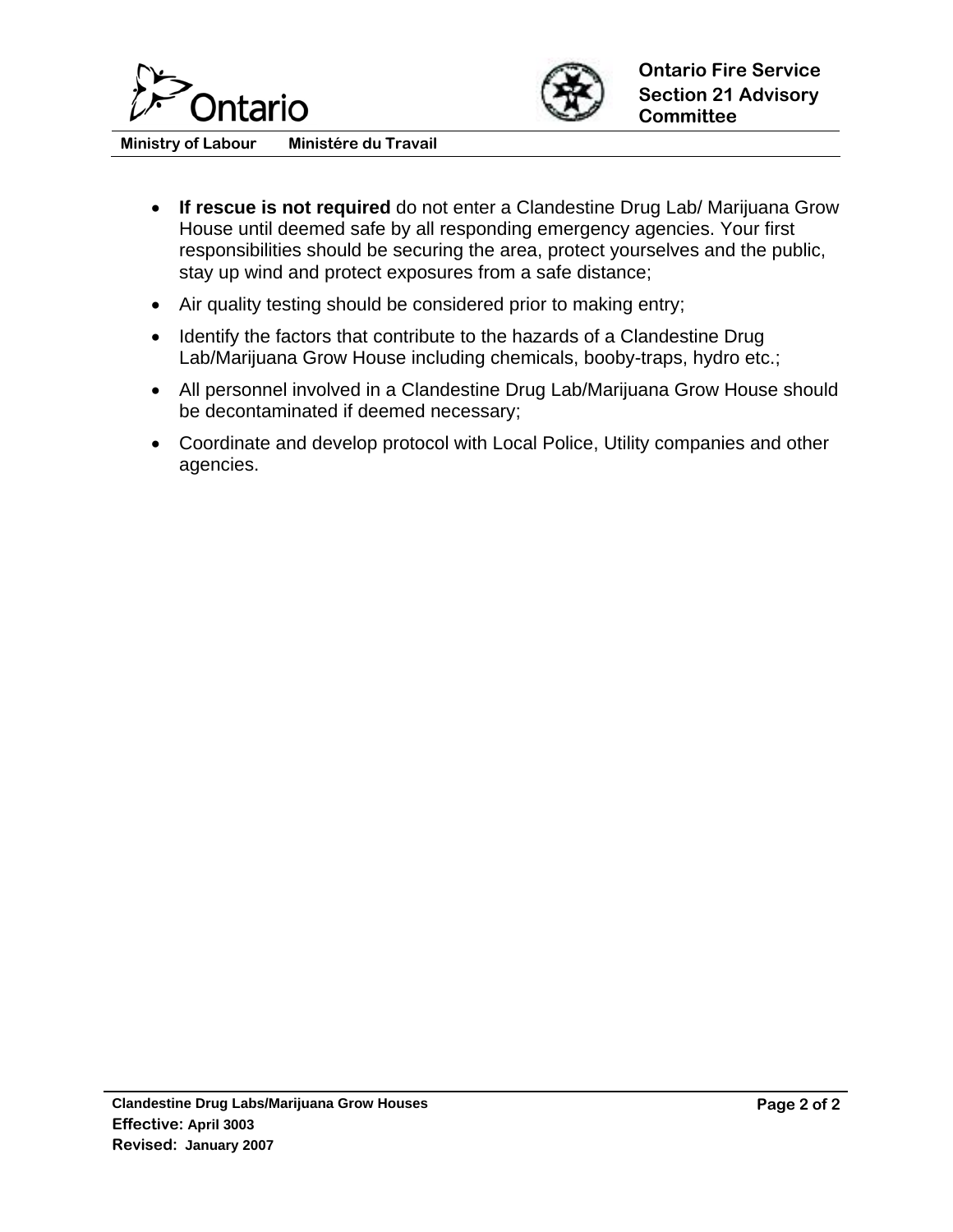- **If rescue is not required** do not enter a Clandestine Drug Lab/ Marijuana Grow House until deemed safe by all responding emergency agencies. Your first responsibilities should be securing the area, protect yourselves and the public, stay up wind and protect exposures from a safe distance;
- Air quality testing should be considered prior to making entry;
- Identify the factors that contribute to the hazards of a Clandestine Drug Lab/Marijuana Grow House including chemicals, booby-traps, hydro etc.;
- All personnel involved in a Clandestine Drug Lab/Marijuana Grow House should be decontaminated if deemed necessary;
- Coordinate and develop protocol with Local Police, Utility companies and other agencies.